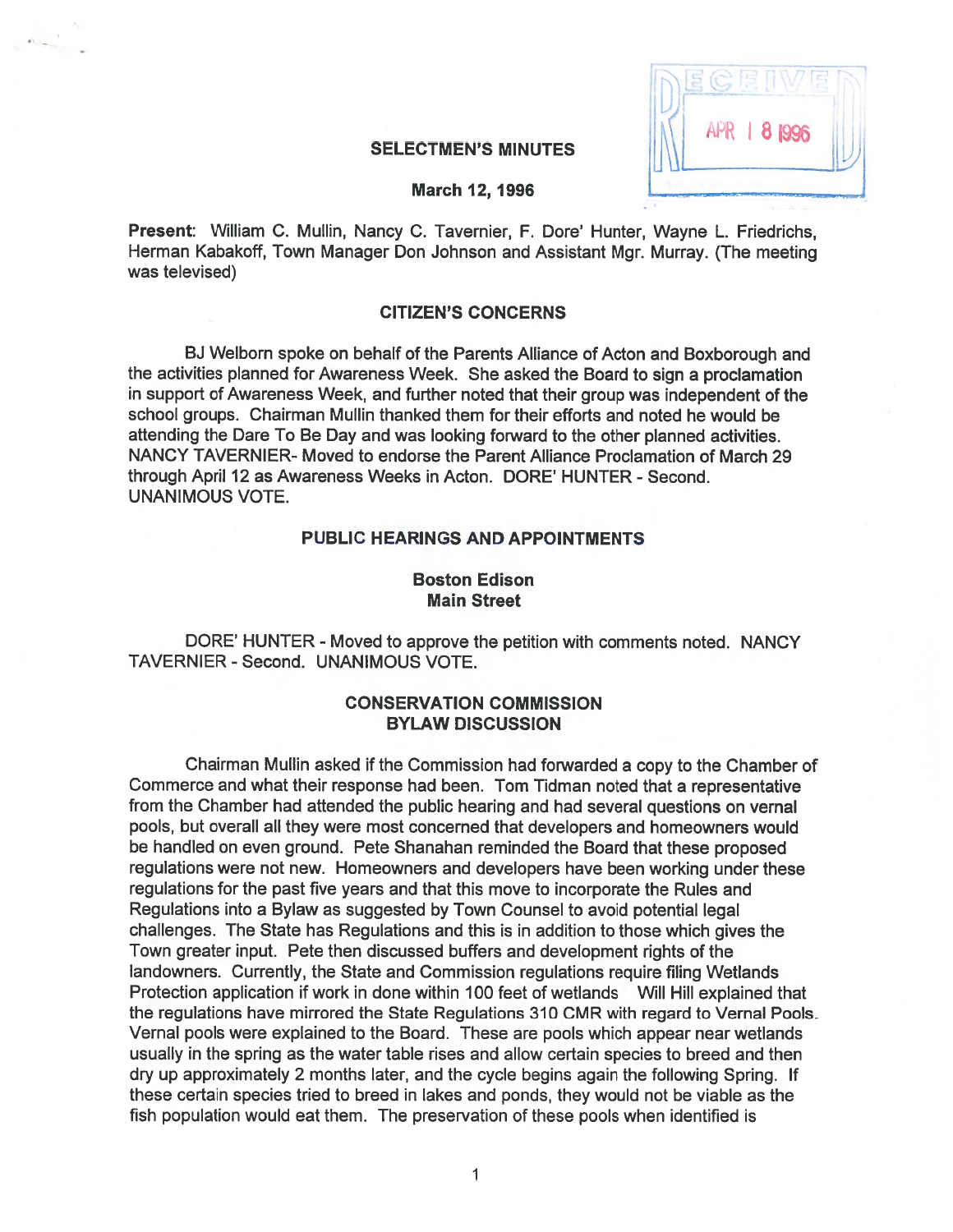# SELECTMEN'S MINUTES

RECEIVED APR 18 1996

**March 12, 1996**

**Present**: William C. Mullin, Nancy C. Tavernier, F. Dore' Hunter, Wayne L. Friedrichs, Herman Kabakoff, Town Manager Don Johnson and Assistant Mgr. Murray. (The meeting was televised)

## CITIZEN'S CONCERNS

BJ Welborn spoke on behalf of the Parents Alliance of Acton and Boxborough and the activities planned for Awareness Week. She asked the Board to sign a proclamation in support of Awareness Week, and further noted that their group was independent of the school groups. Chairman Mullin thanked them for their efforts and noted he would be attending the Dare To Be Day and was looking forward to the other planned activities. NANCY TAVERNIER- Moved to endorse the Parent Alliance Proclamation of March 29 through April 12 as Awareness Weeks in Acton. DORE' HUNTER - Second. UNANIMOUS VOTE.

## PUBLIC HEARINGS AND APPOINTMENTS

### Boston Edison
### Main Street

DORE' HUNTER - Moved to approve the petition with comments noted. NANCY TAVERNIER - Second. UNANIMOUS VOTE.

### CONSERVATION COMMISSION
### BYLAW DISCUSSION

Chairman Mullin asked if the Commission had forwarded a copy to the Chamber of Commerce and what their response had been. Tom Tidman noted that a representative from the Chamber had attended the public hearing and had several questions on vernal pools, but overall all they were most concerned that developers and homeowners would be handled on even ground. Pete Shanahan reminded the Board that these proposed regulations were not new. Homeowners and developers have been working under these regulations for the past five years and that this move to incorporate the Rules and Regulations into a Bylaw as suggested by Town Counsel to avoid potential legal challenges. The State has Regulations and this is in addition to those which gives the Town greater input. Pete then discussed buffers and development rights of the landowners. Currently, the State and Commission regulations require filing Wetlands Protection application if work in done within 100 feet of wetlands Will Hill explained that the regulations have mirrored the State Regulations 310 CMR with regard to Vernal Pools. Vernal pools were explained to the Board. These are pools which appear near wetlands usually in the spring as the water table rises and allow certain species to breed and then dry up approximately 2 months later, and the cycle begins again the following Spring. If these certain species tried to breed in lakes and ponds, they would not be viable as the fish population would eat them. The preservation of these pools when identified is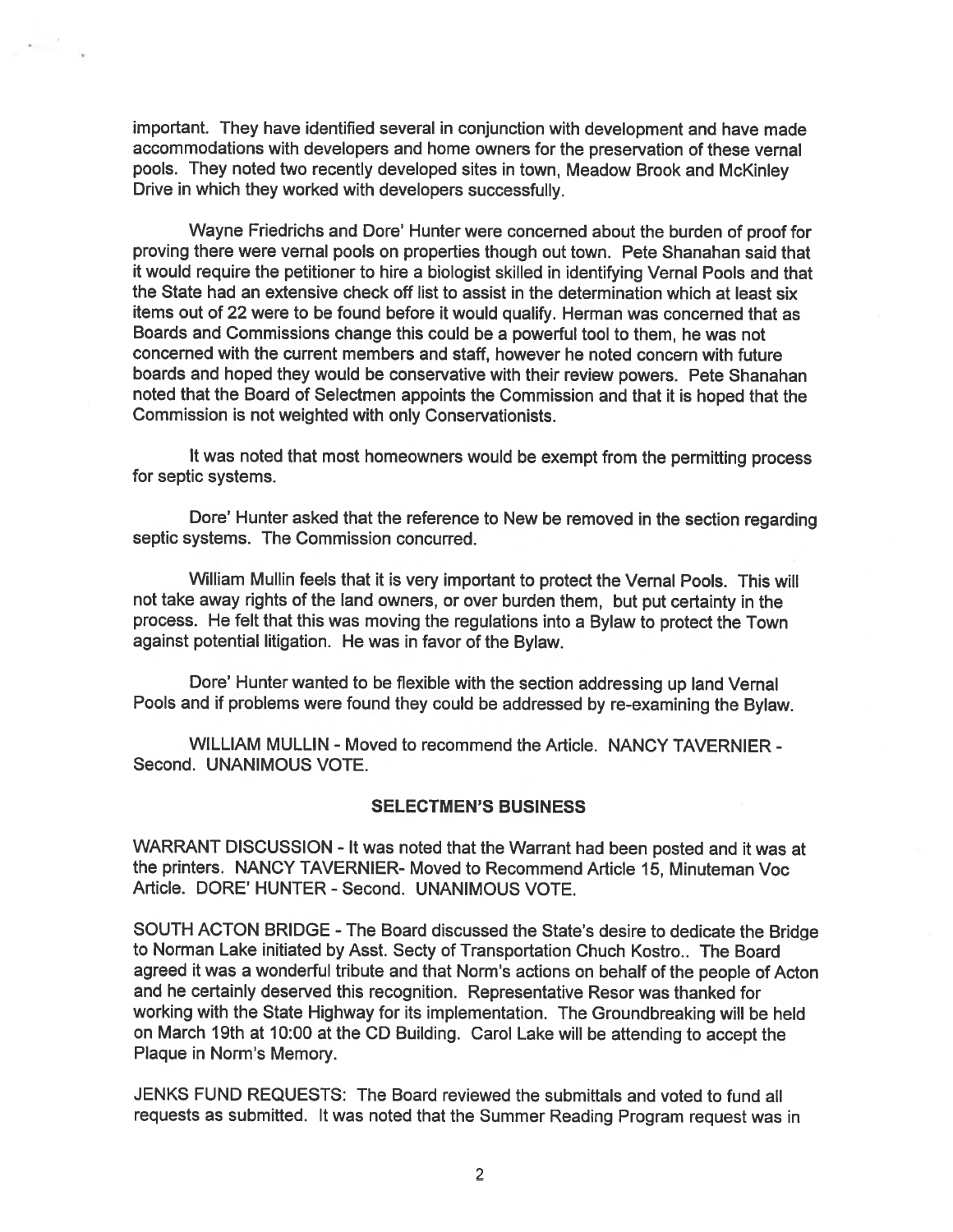important. They have identified several in conjunction with development and have made accommodations with developers and home owners for the preservation of these vernal pools. They noted two recently developed sites in town, Meadow Brook and McKinley Drive in which they worked with developers successfully.

Wayne Friedrichs and Dore' Hunter were concerned about the burden of proof for proving there were vernal pools on properties though out town. Pete Shanahan said that it would require the petitioner to hire a biologist skilled in identifying Vernal Pools and that the State had an extensive check off list to assist in the determination which at least six items out of 22 were to be found before it would qualify. Herman was concerned that as Boards and Commissions change this could be a powerful tool to them, he was not concerned with the current members and staff, however he noted concern with future boards and hoped they would be conservative with their review powers. Pete Shanahan noted that the Board of Selectmen appoints the Commission and that it is hoped that the Commission is not weighted with only Conservationists.

It was noted that most homeowners would be exempt from the permitting process for septic systems.

Dore' Hunter asked that the reference to New be removed in the section regarding septic systems. The Commission concurred.

William Mullin feels that it is very important to protect the Vernal Pools. This will not take away rights of the land owners, or over burden them, but put certainty in the process. He felt that this was moving the regulations into a Bylaw to protect the Town against potential litigation. He was in favor of the Bylaw.

Dore' Hunter wanted to be flexible with the section addressing up land Vernal Pools and if problems were found they could be addressed by re-examining the Bylaw.

WILLIAM MULLIN - Moved to recommend the Article. NANCY TAVERNIER - Second. UNANIMOUS VOTE.

## SELECTMEN'S BUSINESS

WARRANT DISCUSSION - It was noted that the Warrant had been posted and it was at the printers. NANCY TAVERNIER- Moved to Recommend Article 15, Minuteman Voc Article. DORE' HUNTER - Second. UNANIMOUS VOTE.

SOUTH ACTON BRIDGE - The Board discussed the State's desire to dedicate the Bridge to Norman Lake initiated by Asst. Secty of Transportation Chuch Kostro.. The Board agreed it was a wonderful tribute and that Norm's actions on behalf of the people of Acton and he certainly deserved this recognition. Representative Resor was thanked for working with the State Highway for its implementation. The Groundbreaking will be held on March 19th at 10:00 at the CD Building. Carol Lake will be attending to accept the Plaque in Norm's Memory.

JENKS FUND REQUESTS: The Board reviewed the submittals and voted to fund all requests as submitted. It was noted that the Summer Reading Program request was in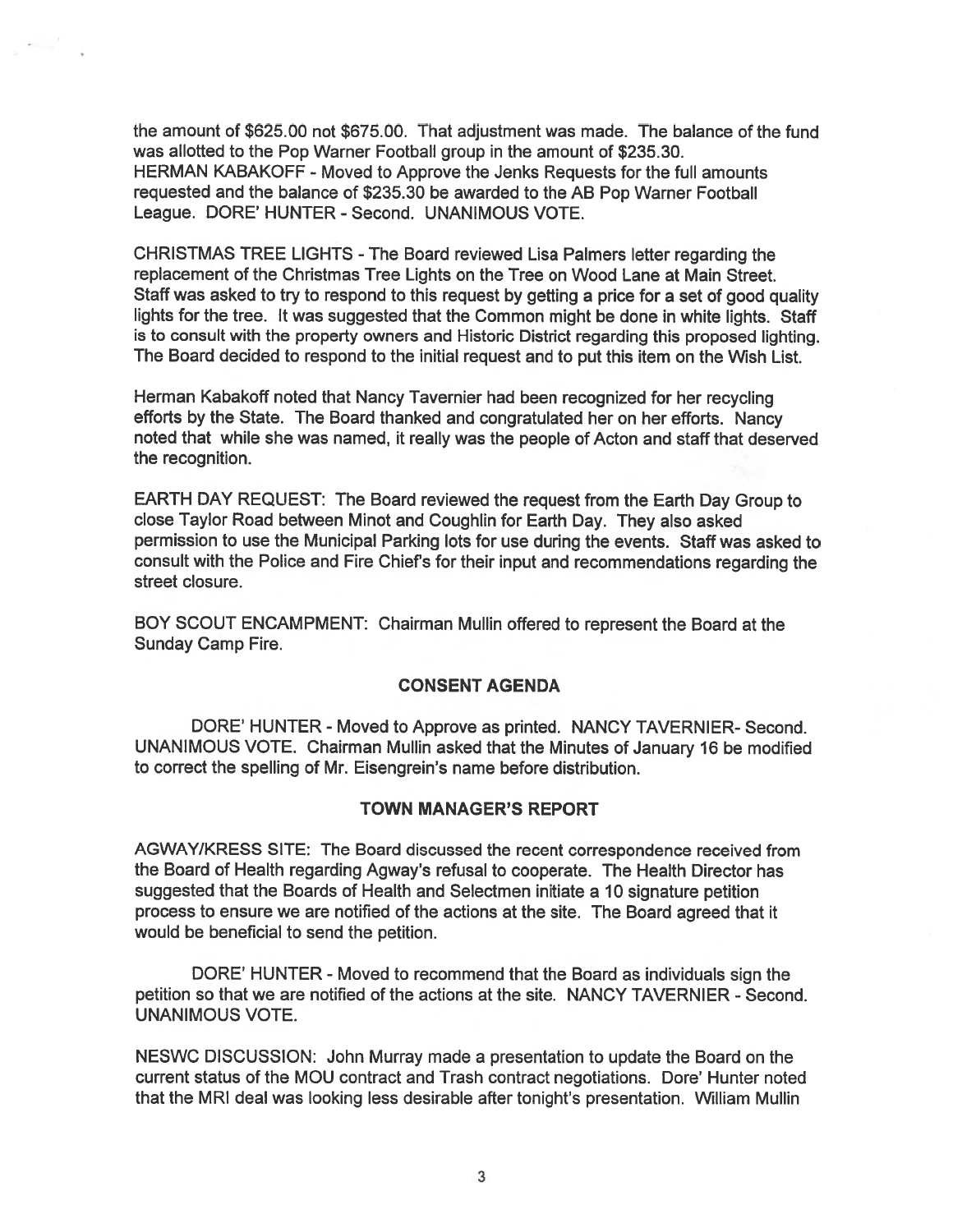the amount of $625.00 not $675.00. That adjustment was made. The balance of the fund was allotted to the Pop Warner Football group in the amount of $235.30.
HERMAN KABAKOFF - Moved to Approve the Jenks Requests for the full amounts requested and the balance of $235.30 be awarded to the AB Pop Warner Football League. DORE' HUNTER - Second. UNANIMOUS VOTE.

CHRISTMAS TREE LIGHTS - The Board reviewed Lisa Palmers letter regarding the replacement of the Christmas Tree Lights on the Tree on Wood Lane at Main Street. Staff was asked to try to respond to this request by getting a price for a set of good quality lights for the tree. It was suggested that the Common might be done in white lights. Staff is to consult with the property owners and Historic District regarding this proposed lighting. The Board decided to respond to the initial request and to put this item on the Wish List.

Herman Kabakoff noted that Nancy Tavernier had been recognized for her recycling efforts by the State. The Board thanked and congratulated her on her efforts. Nancy noted that while she was named, it really was the people of Acton and staff that deserved the recognition.

EARTH DAY REQUEST: The Board reviewed the request from the Earth Day Group to close Taylor Road between Minot and Coughlin for Earth Day. They also asked permission to use the Municipal Parking lots for use during the events. Staff was asked to consult with the Police and Fire Chief's for their input and recommendations regarding the street closure.

BOY SCOUT ENCAMPMENT: Chairman Mullin offered to represent the Board at the Sunday Camp Fire.

## CONSENT AGENDA

DORE' HUNTER - Moved to Approve as printed. NANCY TAVERNIER- Second. UNANIMOUS VOTE. Chairman Mullin asked that the Minutes of January 16 be modified to correct the spelling of Mr. Eisengrein's name before distribution.

## TOWN MANAGER'S REPORT

AGWAY/KRESS SITE: The Board discussed the recent correspondence received from the Board of Health regarding Agway's refusal to cooperate. The Health Director has suggested that the Boards of Health and Selectmen initiate a 10 signature petition process to ensure we are notified of the actions at the site. The Board agreed that it would be beneficial to send the petition.

DORE' HUNTER - Moved to recommend that the Board as individuals sign the petition so that we are notified of the actions at the site. NANCY TAVERNIER - Second. UNANIMOUS VOTE.

NESWC DISCUSSION: John Murray made a presentation to update the Board on the current status of the MOU contract and Trash contract negotiations. Dore' Hunter noted that the MRI deal was looking less desirable after tonight's presentation. William Mullin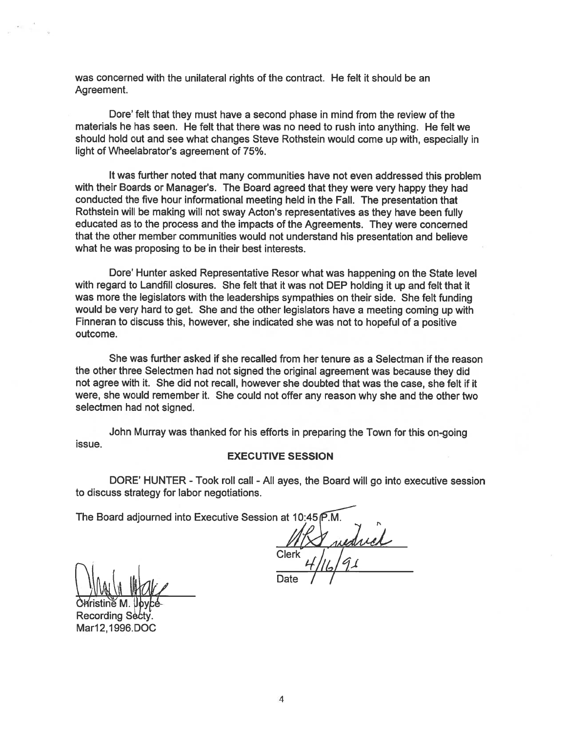was concerned with the unilateral rights of the contract. He felt it should be an Agreement.

Dore' felt that they must have a second phase in mind from the review of the materials he has seen. He felt that there was no need to rush into anything. He felt we should hold out and see what changes Steve Rothstein would come up with, especially in light of Wheelabrator's agreement of 75%.

It was further noted that many communities have not even addressed this problem with their Boards or Manager's. The Board agreed that they were very happy they had conducted the five hour informational meeting held in the Fall. The presentation that Rothstein will be making will not sway Acton's representatives as they have been fully educated as to the process and the impacts of the Agreements. They were concerned that the other member communities would not understand his presentation and believe what he was proposing to be in their best interests.

Dore' Hunter asked Representative Resor what was happening on the State level with regard to Landfill closures. She felt that it was not DEP holding it up and felt that it was more the legislators with the leaderships sympathies on their side. She felt funding would be very hard to get. She and the other legislators have a meeting coming up with Finneran to discuss this, however, she indicated she was not to hopeful of a positive outcome.

She was further asked if she recalled from her tenure as a Selectman if the reason the other three Selectmen had not signed the original agreement was because they did not agree with it. She did not recall, however she doubted that was the case, she felt if it were, she would remember it. She could not offer any reason why she and the other two selectmen had not signed.

John Murray was thanked for his efforts in preparing the Town for this on-going issue.

**EXECUTIVE SESSION**

DORE' HUNTER - Took roll call - All ayes, the Board will go into executive session to discuss strategy for labor negotiations.

The Board adjourned into Executive Session at 10:45 P.M.

Clerk

4/16/96

Date

Christine M. Joyce
Recording Secty.
Mar12,1996.DOC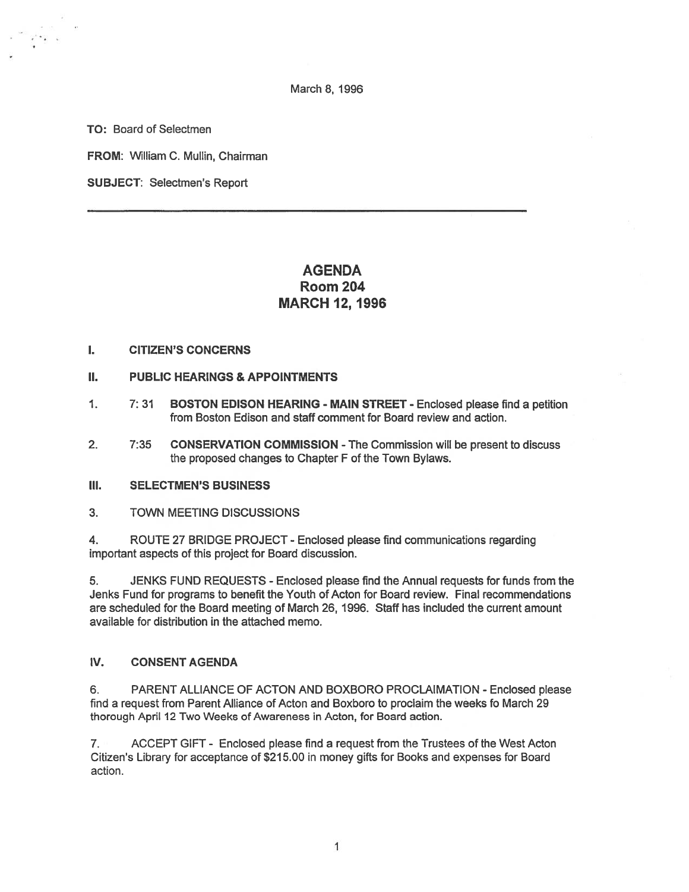March 8, 1996

**TO:** Board of Selectmen

**FROM:** William C. Mullin, Chairman

**SUBJECT:** Selectmen's Report

---

# AGENDA
## Room 204
## MARCH 12, 1996

**I. CITIZEN'S CONCERNS**

**II. PUBLIC HEARINGS & APPOINTMENTS**

1. 7: 31 **BOSTON EDISON HEARING - MAIN STREET** - Enclosed please find a petition from Boston Edison and staff comment for Board review and action.

2. 7:35 **CONSERVATION COMMISSION** - The Commission will be present to discuss the proposed changes to Chapter F of the Town Bylaws.

**III. SELECTMEN'S BUSINESS**

3. TOWN MEETING DISCUSSIONS

4. ROUTE 27 BRIDGE PROJECT - Enclosed please find communications regarding important aspects of this project for Board discussion.

5. JENKS FUND REQUESTS - Enclosed please find the Annual requests for funds from the Jenks Fund for programs to benefit the Youth of Acton for Board review. Final recommendations are scheduled for the Board meeting of March 26, 1996. Staff has included the current amount available for distribution in the attached memo.

**IV. CONSENT AGENDA**

6. PARENT ALLIANCE OF ACTON AND BOXBORO PROCLAIMATION - Enclosed please find a request from Parent Alliance of Acton and Boxboro to proclaim the weeks fo March 29 thorough April 12 Two Weeks of Awareness in Acton, for Board action.

7. ACCEPT GIFT - Enclosed please find a request from the Trustees of the West Acton Citizen's Library for acceptance of $215.00 in money gifts for Books and expenses for Board action.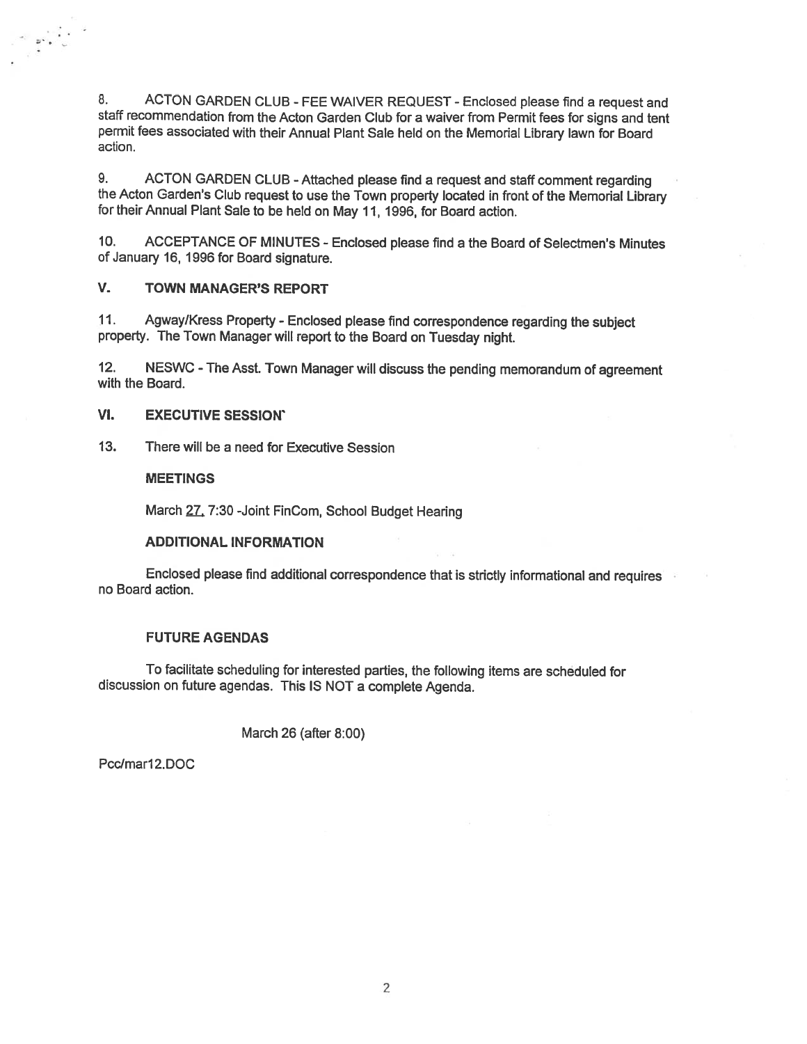8. ACTON GARDEN CLUB - FEE WAIVER REQUEST - Enclosed please find a request and staff recommendation from the Acton Garden Club for a waiver from Permit fees for signs and tent permit fees associated with their Annual Plant Sale held on the Memorial Library lawn for Board action.

9. ACTON GARDEN CLUB - Attached please find a request and staff comment regarding the Acton Garden's Club request to use the Town property located in front of the Memorial Library for their Annual Plant Sale to be held on May 11, 1996, for Board action.

10. ACCEPTANCE OF MINUTES - Enclosed please find a the Board of Selectmen's Minutes of January 16, 1996 for Board signature.

## V. TOWN MANAGER'S REPORT

11. Agway/Kress Property - Enclosed please find correspondence regarding the subject property. The Town Manager will report to the Board on Tuesday night.

12. NESWC - The Asst. Town Manager will discuss the pending memorandum of agreement with the Board.

## VI. EXECUTIVE SESSION

13. There will be a need for Executive Session

### MEETINGS

March 27, 7:30 -Joint FinCom, School Budget Hearing

### ADDITIONAL INFORMATION

Enclosed please find additional correspondence that is strictly informational and requires no Board action.

### FUTURE AGENDAS

To facilitate scheduling for interested parties, the following items are scheduled for discussion on future agendas. This IS NOT a complete Agenda.

March 26 (after 8:00)

Pcc/mar12.DOC